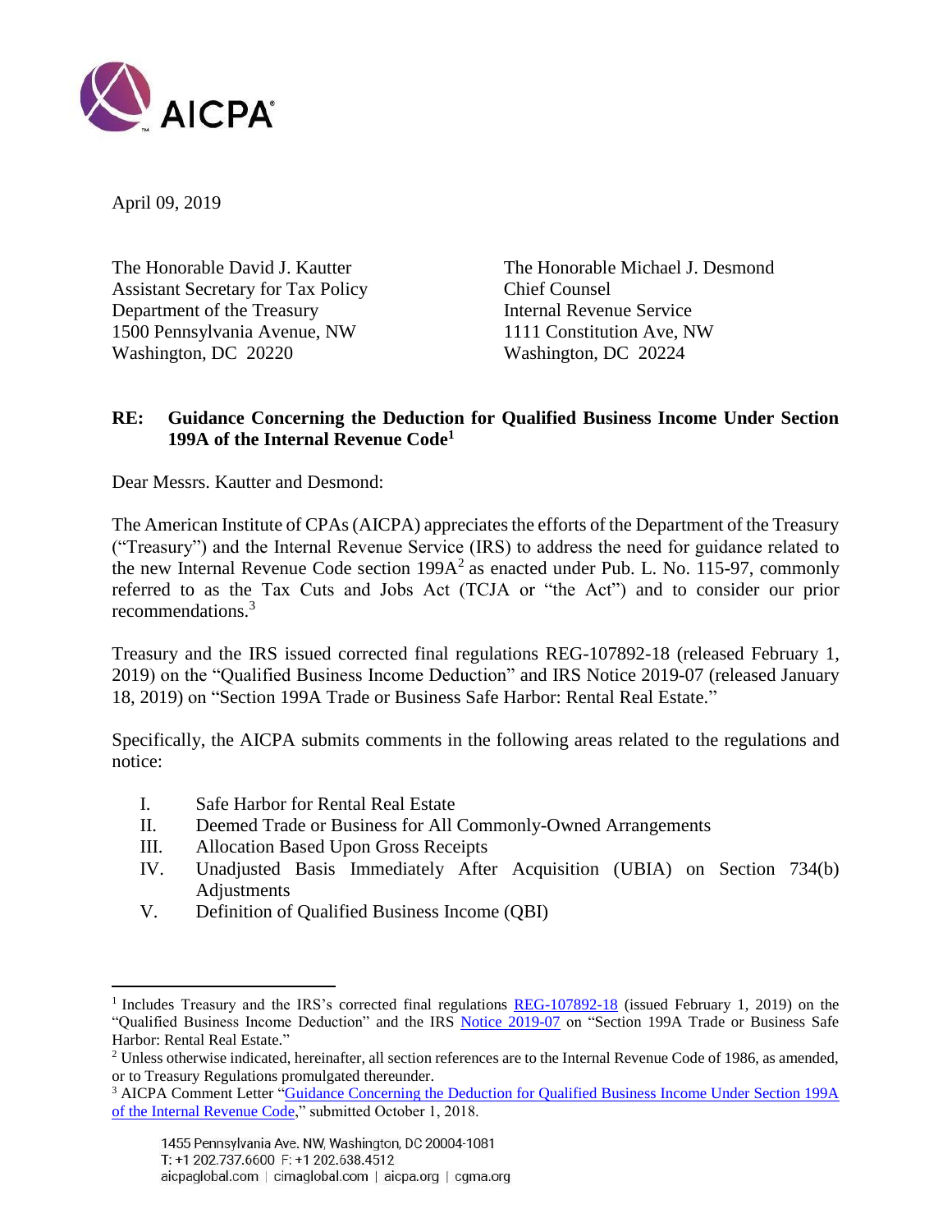April 09, 2019

The Honorable David J. Kautter
Assistant Secretary for Tax Policy
Department of the Treasury
1500 Pennsylvania Avenue, NW
Washington, DC 20220

The Honorable Michael J. Desmond
Chief Counsel
Internal Revenue Service
1111 Constitution Ave, NW
Washington, DC 20224

**RE: Guidance Concerning the Deduction for Qualified Business Income Under Section 199A of the Internal Revenue Code[1]**

Dear Messrs. Kautter and Desmond:

The American Institute of CPAs (AICPA) appreciates the efforts of the Department of the Treasury ("Treasury") and the Internal Revenue Service (IRS) to address the need for guidance related to the new Internal Revenue Code section 199A[2] as enacted under Pub. L. No. 115-97, commonly referred to as the Tax Cuts and Jobs Act (TCJA or "the Act") and to consider our prior recommendations.[3]

Treasury and the IRS issued corrected final regulations REG-107892-18 (released February 1, 2019) on the "Qualified Business Income Deduction" and IRS Notice 2019-07 (released January 18, 2019) on "Section 199A Trade or Business Safe Harbor: Rental Real Estate."

Specifically, the AICPA submits comments in the following areas related to the regulations and notice:

I. Safe Harbor for Rental Real Estate
II. Deemed Trade or Business for All Commonly-Owned Arrangements
III. Allocation Based Upon Gross Receipts
IV. Unadjusted Basis Immediately After Acquisition (UBIA) on Section 734(b) Adjustments
V. Definition of Qualified Business Income (QBI)

---

[1] Includes Treasury and the IRS's corrected final regulations REG-107892-18 (issued February 1, 2019) on the "Qualified Business Income Deduction" and the IRS Notice 2019-07 on "Section 199A Trade or Business Safe Harbor: Rental Real Estate."

[2] Unless otherwise indicated, hereinafter, all section references are to the Internal Revenue Code of 1986, as amended, or to Treasury Regulations promulgated thereunder.

[3] AICPA Comment Letter "Guidance Concerning the Deduction for Qualified Business Income Under Section 199A of the Internal Revenue Code," submitted October 1, 2018.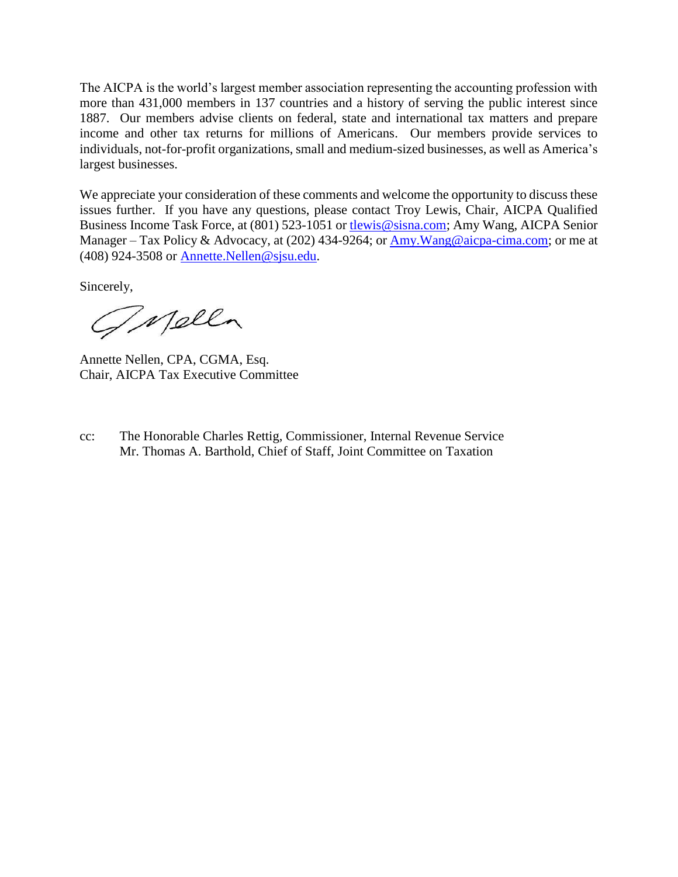The AICPA is the world's largest member association representing the accounting profession with more than 431,000 members in 137 countries and a history of serving the public interest since 1887. Our members advise clients on federal, state and international tax matters and prepare income and other tax returns for millions of Americans. Our members provide services to individuals, not-for-profit organizations, small and medium-sized businesses, as well as America's largest businesses.

We appreciate your consideration of these comments and welcome the opportunity to discuss these issues further. If you have any questions, please contact Troy Lewis, Chair, AICPA Qualified Business Income Task Force, at (801) 523-1051 or tlewis@sisna.com; Amy Wang, AICPA Senior Manager – Tax Policy & Advocacy, at (202) 434-9264; or Amy.Wang@aicpa-cima.com; or me at (408) 924-3508 or Annette.Nellen@sjsu.edu.

Sincerely,

Annette Nellen, CPA, CGMA, Esq.
Chair, AICPA Tax Executive Committee

cc: The Honorable Charles Rettig, Commissioner, Internal Revenue Service
Mr. Thomas A. Barthold, Chief of Staff, Joint Committee on Taxation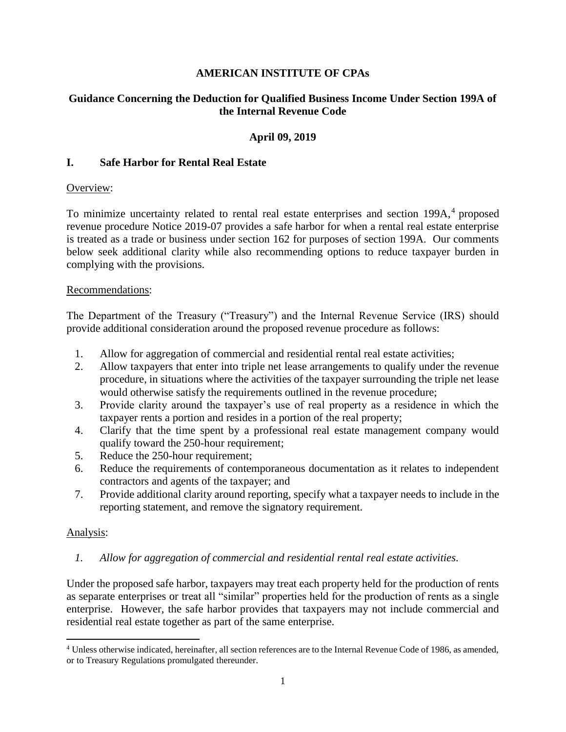**AMERICAN INSTITUTE OF CPAs**

**Guidance Concerning the Deduction for Qualified Business Income Under Section 199A of the Internal Revenue Code**

**April 09, 2019**

## I. Safe Harbor for Rental Real Estate

Overview:

To minimize uncertainty related to rental real estate enterprises and section 199A,[4] proposed revenue procedure Notice 2019-07 provides a safe harbor for when a rental real estate enterprise is treated as a trade or business under section 162 for purposes of section 199A. Our comments below seek additional clarity while also recommending options to reduce taxpayer burden in complying with the provisions.

Recommendations:

The Department of the Treasury ("Treasury") and the Internal Revenue Service (IRS) should provide additional consideration around the proposed revenue procedure as follows:

1. Allow for aggregation of commercial and residential rental real estate activities;
2. Allow taxpayers that enter into triple net lease arrangements to qualify under the revenue procedure, in situations where the activities of the taxpayer surrounding the triple net lease would otherwise satisfy the requirements outlined in the revenue procedure;
3. Provide clarity around the taxpayer's use of real property as a residence in which the taxpayer rents a portion and resides in a portion of the real property;
4. Clarify that the time spent by a professional real estate management company would qualify toward the 250-hour requirement;
5. Reduce the 250-hour requirement;
6. Reduce the requirements of contemporaneous documentation as it relates to independent contractors and agents of the taxpayer; and
7. Provide additional clarity around reporting, specify what a taxpayer needs to include in the reporting statement, and remove the signatory requirement.

Analysis:

*1. Allow for aggregation of commercial and residential rental real estate activities.*

Under the proposed safe harbor, taxpayers may treat each property held for the production of rents as separate enterprises or treat all "similar" properties held for the production of rents as a single enterprise. However, the safe harbor provides that taxpayers may not include commercial and residential real estate together as part of the same enterprise.

[4] Unless otherwise indicated, hereinafter, all section references are to the Internal Revenue Code of 1986, as amended, or to Treasury Regulations promulgated thereunder.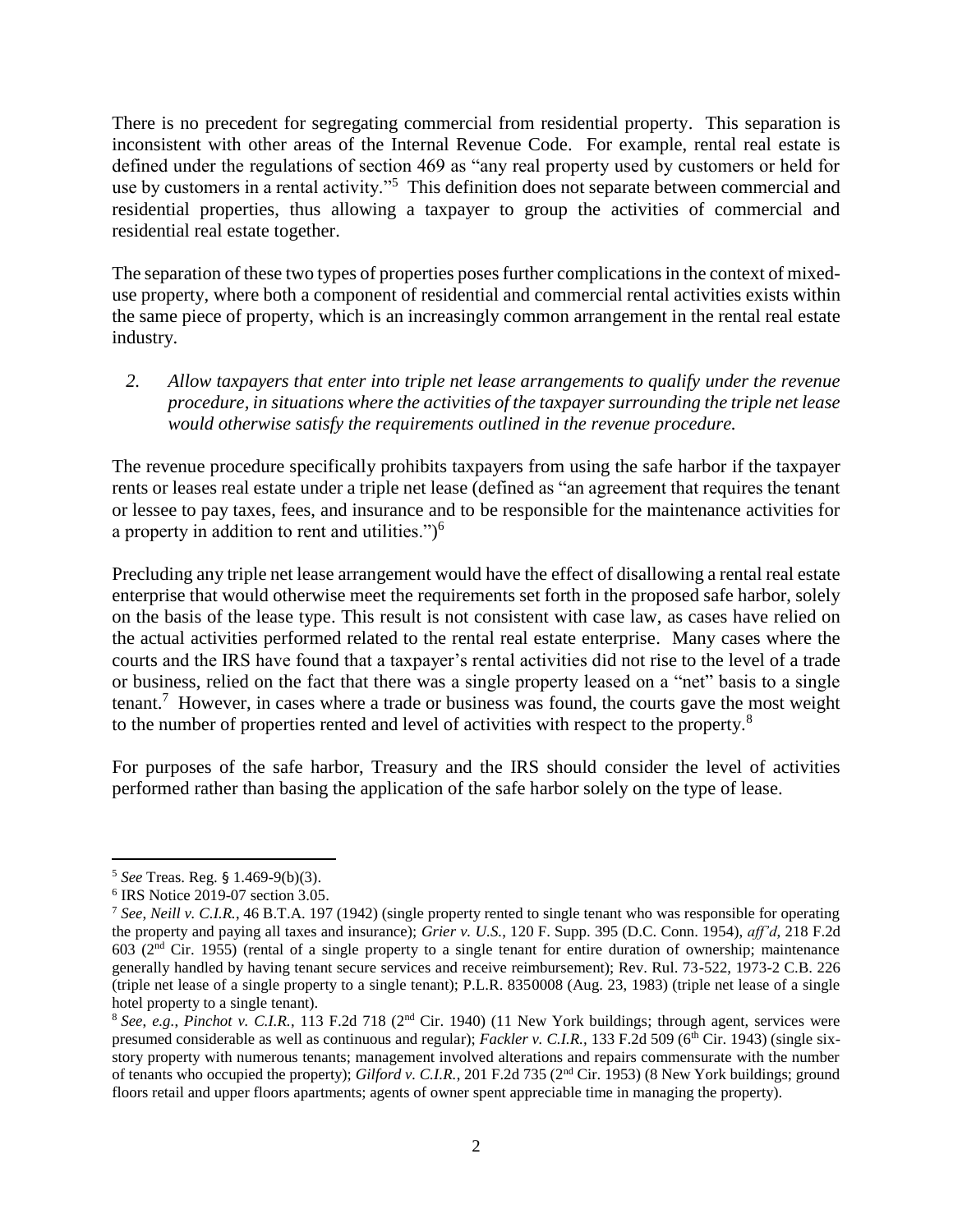There is no precedent for segregating commercial from residential property. This separation is inconsistent with other areas of the Internal Revenue Code. For example, rental real estate is defined under the regulations of section 469 as "any real property used by customers or held for use by customers in a rental activity."[5] This definition does not separate between commercial and residential properties, thus allowing a taxpayer to group the activities of commercial and residential real estate together.

The separation of these two types of properties poses further complications in the context of mixed-use property, where both a component of residential and commercial rental activities exists within the same piece of property, which is an increasingly common arrangement in the rental real estate industry.

2. *Allow taxpayers that enter into triple net lease arrangements to qualify under the revenue procedure, in situations where the activities of the taxpayer surrounding the triple net lease would otherwise satisfy the requirements outlined in the revenue procedure.*

The revenue procedure specifically prohibits taxpayers from using the safe harbor if the taxpayer rents or leases real estate under a triple net lease (defined as "an agreement that requires the tenant or lessee to pay taxes, fees, and insurance and to be responsible for the maintenance activities for a property in addition to rent and utilities.")[6]

Precluding any triple net lease arrangement would have the effect of disallowing a rental real estate enterprise that would otherwise meet the requirements set forth in the proposed safe harbor, solely on the basis of the lease type. This result is not consistent with case law, as cases have relied on the actual activities performed related to the rental real estate enterprise. Many cases where the courts and the IRS have found that a taxpayer's rental activities did not rise to the level of a trade or business, relied on the fact that there was a single property leased on a "net" basis to a single tenant.[7] However, in cases where a trade or business was found, the courts gave the most weight to the number of properties rented and level of activities with respect to the property.[8]

For purposes of the safe harbor, Treasury and the IRS should consider the level of activities performed rather than basing the application of the safe harbor solely on the type of lease.

---

[5] *See* Treas. Reg. § 1.469-9(b)(3).

[6] IRS Notice 2019-07 section 3.05.

[7] *See*, *Neill v. C.I.R.*, 46 B.T.A. 197 (1942) (single property rented to single tenant who was responsible for operating the property and paying all taxes and insurance); *Grier v. U.S.*, 120 F. Supp. 395 (D.C. Conn. 1954), *aff'd*, 218 F.2d 603 (2nd Cir. 1955) (rental of a single property to a single tenant for entire duration of ownership; maintenance generally handled by having tenant secure services and receive reimbursement); Rev. Rul. 73-522, 1973-2 C.B. 226 (triple net lease of a single property to a single tenant); P.L.R. 8350008 (Aug. 23, 1983) (triple net lease of a single hotel property to a single tenant).

[8] *See, e.g.*, *Pinchot v. C.I.R.*, 113 F.2d 718 (2nd Cir. 1940) (11 New York buildings; through agent, services were presumed considerable as well as continuous and regular); *Fackler v. C.I.R.*, 133 F.2d 509 (6th Cir. 1943) (single six-story property with numerous tenants; management involved alterations and repairs commensurate with the number of tenants who occupied the property); *Gilford v. C.I.R.*, 201 F.2d 735 (2nd Cir. 1953) (8 New York buildings; ground floors retail and upper floors apartments; agents of owner spent appreciable time in managing the property).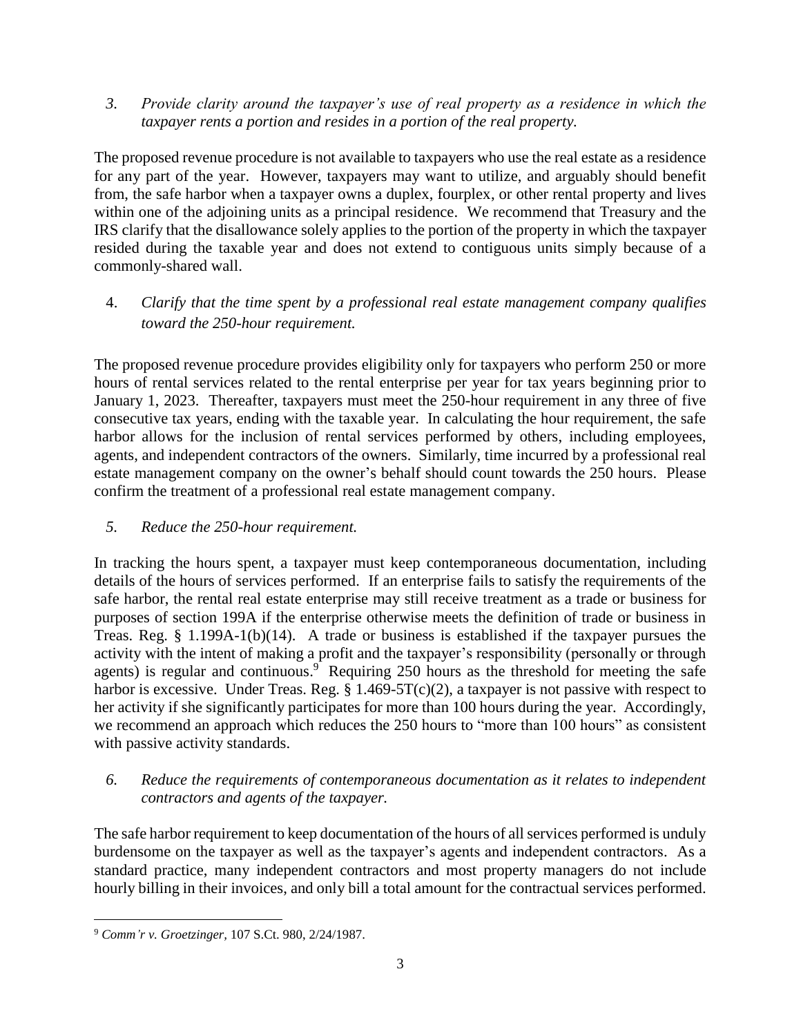*3. Provide clarity around the taxpayer's use of real property as a residence in which the taxpayer rents a portion and resides in a portion of the real property.*

The proposed revenue procedure is not available to taxpayers who use the real estate as a residence for any part of the year. However, taxpayers may want to utilize, and arguably should benefit from, the safe harbor when a taxpayer owns a duplex, fourplex, or other rental property and lives within one of the adjoining units as a principal residence. We recommend that Treasury and the IRS clarify that the disallowance solely applies to the portion of the property in which the taxpayer resided during the taxable year and does not extend to contiguous units simply because of a commonly-shared wall.

4. *Clarify that the time spent by a professional real estate management company qualifies toward the 250-hour requirement.*

The proposed revenue procedure provides eligibility only for taxpayers who perform 250 or more hours of rental services related to the rental enterprise per year for tax years beginning prior to January 1, 2023. Thereafter, taxpayers must meet the 250-hour requirement in any three of five consecutive tax years, ending with the taxable year. In calculating the hour requirement, the safe harbor allows for the inclusion of rental services performed by others, including employees, agents, and independent contractors of the owners. Similarly, time incurred by a professional real estate management company on the owner's behalf should count towards the 250 hours. Please confirm the treatment of a professional real estate management company.

*5. Reduce the 250-hour requirement.*

In tracking the hours spent, a taxpayer must keep contemporaneous documentation, including details of the hours of services performed. If an enterprise fails to satisfy the requirements of the safe harbor, the rental real estate enterprise may still receive treatment as a trade or business for purposes of section 199A if the enterprise otherwise meets the definition of trade or business in Treas. Reg. § 1.199A-1(b)(14). A trade or business is established if the taxpayer pursues the activity with the intent of making a profit and the taxpayer's responsibility (personally or through agents) is regular and continuous.[9] Requiring 250 hours as the threshold for meeting the safe harbor is excessive. Under Treas. Reg. § 1.469-5T(c)(2), a taxpayer is not passive with respect to her activity if she significantly participates for more than 100 hours during the year. Accordingly, we recommend an approach which reduces the 250 hours to "more than 100 hours" as consistent with passive activity standards.

*6. Reduce the requirements of contemporaneous documentation as it relates to independent contractors and agents of the taxpayer.*

The safe harbor requirement to keep documentation of the hours of all services performed is unduly burdensome on the taxpayer as well as the taxpayer's agents and independent contractors. As a standard practice, many independent contractors and most property managers do not include hourly billing in their invoices, and only bill a total amount for the contractual services performed.

---

[9] *Comm'r v. Groetzinger*, 107 S.Ct. 980, 2/24/1987.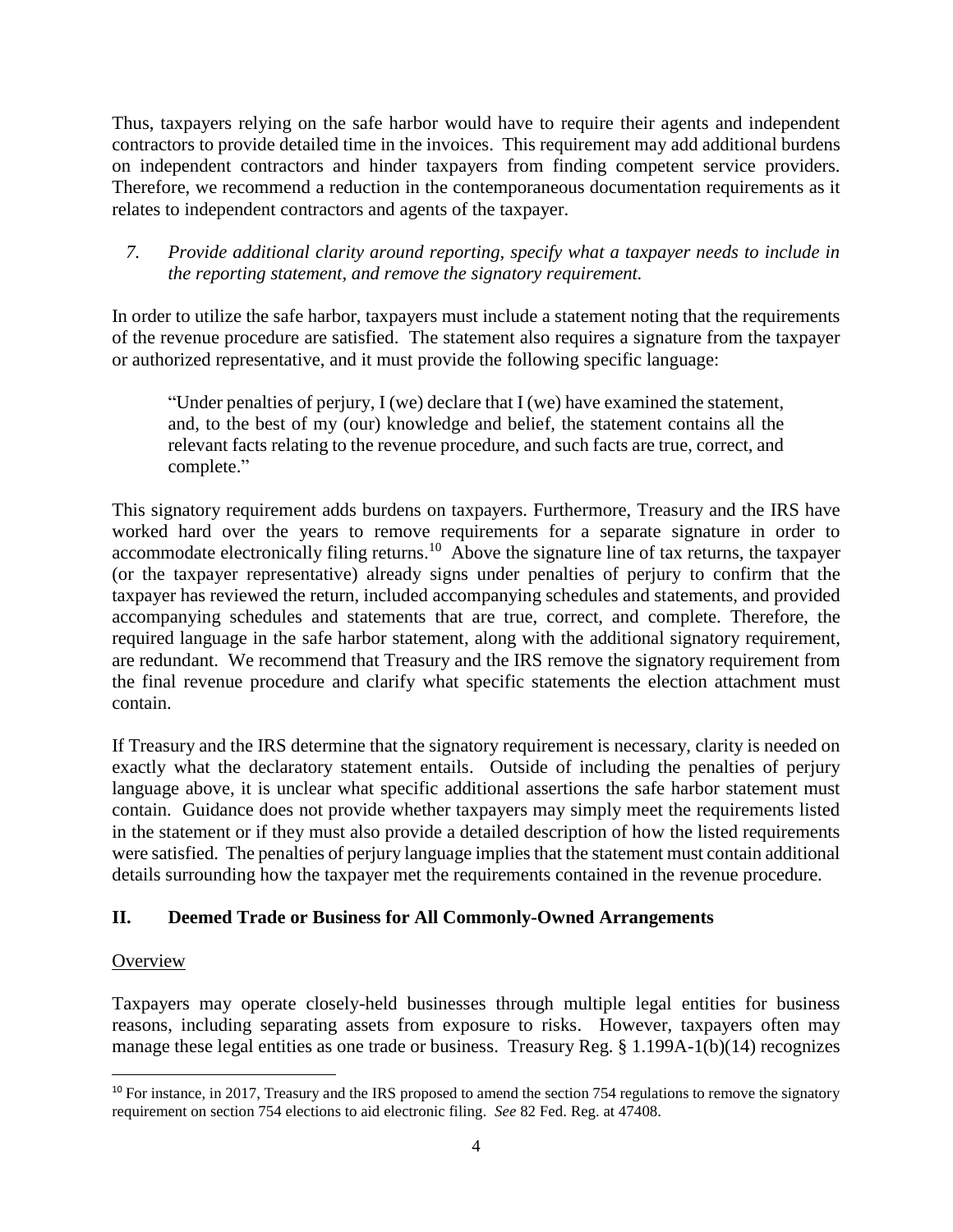Thus, taxpayers relying on the safe harbor would have to require their agents and independent contractors to provide detailed time in the invoices. This requirement may add additional burdens on independent contractors and hinder taxpayers from finding competent service providers. Therefore, we recommend a reduction in the contemporaneous documentation requirements as it relates to independent contractors and agents of the taxpayer.

*7. Provide additional clarity around reporting, specify what a taxpayer needs to include in the reporting statement, and remove the signatory requirement.*

In order to utilize the safe harbor, taxpayers must include a statement noting that the requirements of the revenue procedure are satisfied. The statement also requires a signature from the taxpayer or authorized representative, and it must provide the following specific language:

> "Under penalties of perjury, I (we) declare that I (we) have examined the statement, and, to the best of my (our) knowledge and belief, the statement contains all the relevant facts relating to the revenue procedure, and such facts are true, correct, and complete."

This signatory requirement adds burdens on taxpayers. Furthermore, Treasury and the IRS have worked hard over the years to remove requirements for a separate signature in order to accommodate electronically filing returns.[10] Above the signature line of tax returns, the taxpayer (or the taxpayer representative) already signs under penalties of perjury to confirm that the taxpayer has reviewed the return, included accompanying schedules and statements, and provided accompanying schedules and statements that are true, correct, and complete. Therefore, the required language in the safe harbor statement, along with the additional signatory requirement, are redundant. We recommend that Treasury and the IRS remove the signatory requirement from the final revenue procedure and clarify what specific statements the election attachment must contain.

If Treasury and the IRS determine that the signatory requirement is necessary, clarity is needed on exactly what the declaratory statement entails. Outside of including the penalties of perjury language above, it is unclear what specific additional assertions the safe harbor statement must contain. Guidance does not provide whether taxpayers may simply meet the requirements listed in the statement or if they must also provide a detailed description of how the listed requirements were satisfied. The penalties of perjury language implies that the statement must contain additional details surrounding how the taxpayer met the requirements contained in the revenue procedure.

## II. Deemed Trade or Business for All Commonly-Owned Arrangements

Overview

Taxpayers may operate closely-held businesses through multiple legal entities for business reasons, including separating assets from exposure to risks. However, taxpayers often may manage these legal entities as one trade or business. Treasury Reg. § 1.199A-1(b)(14) recognizes

[10] For instance, in 2017, Treasury and the IRS proposed to amend the section 754 regulations to remove the signatory requirement on section 754 elections to aid electronic filing. *See* 82 Fed. Reg. at 47408.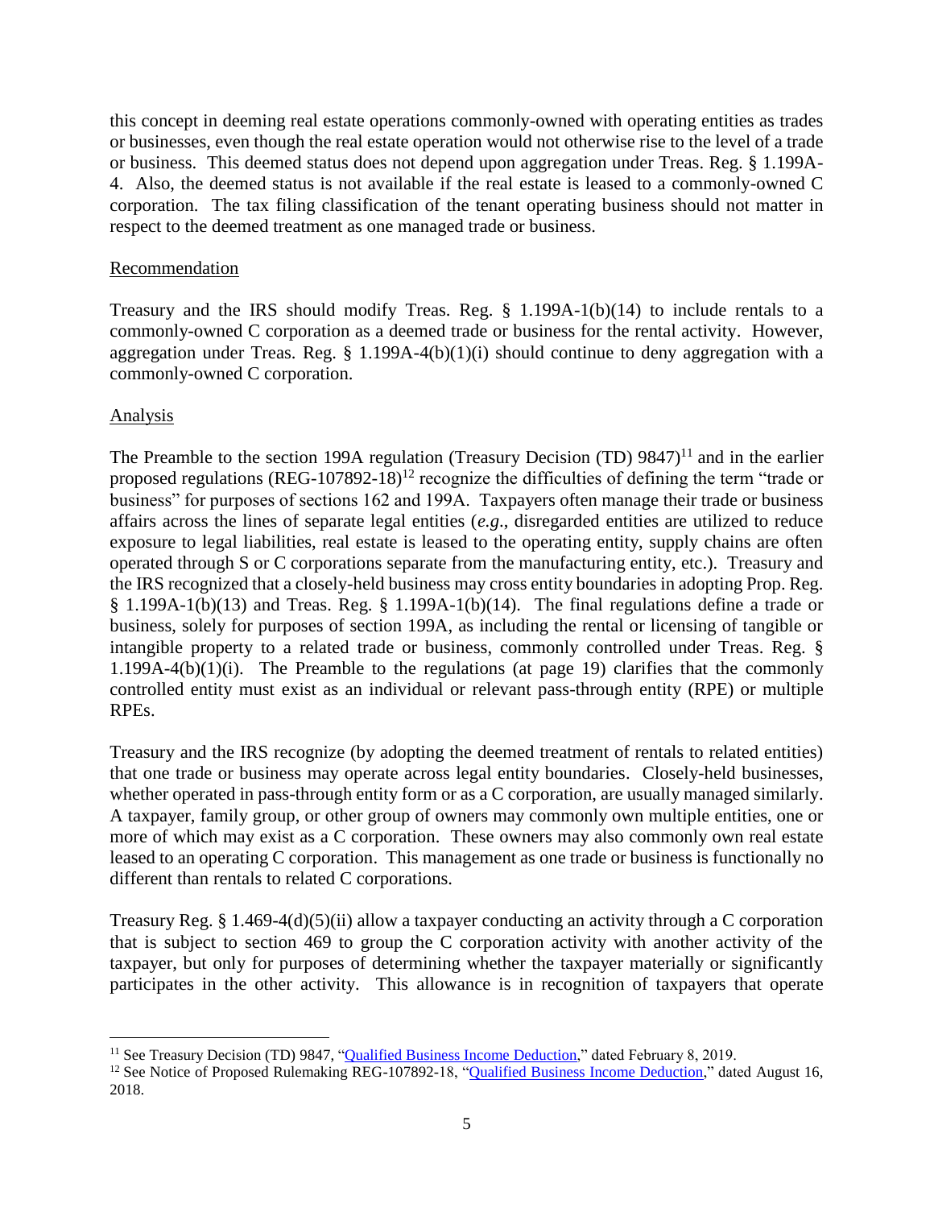this concept in deeming real estate operations commonly-owned with operating entities as trades or businesses, even though the real estate operation would not otherwise rise to the level of a trade or business. This deemed status does not depend upon aggregation under Treas. Reg. § 1.199A-4. Also, the deemed status is not available if the real estate is leased to a commonly-owned C corporation. The tax filing classification of the tenant operating business should not matter in respect to the deemed treatment as one managed trade or business.

Recommendation

Treasury and the IRS should modify Treas. Reg. § 1.199A-1(b)(14) to include rentals to a commonly-owned C corporation as a deemed trade or business for the rental activity. However, aggregation under Treas. Reg. § 1.199A-4(b)(1)(i) should continue to deny aggregation with a commonly-owned C corporation.

Analysis

The Preamble to the section 199A regulation (Treasury Decision (TD) 9847)[11] and in the earlier proposed regulations (REG-107892-18)[12] recognize the difficulties of defining the term "trade or business" for purposes of sections 162 and 199A. Taxpayers often manage their trade or business affairs across the lines of separate legal entities (*e.g.*, disregarded entities are utilized to reduce exposure to legal liabilities, real estate is leased to the operating entity, supply chains are often operated through S or C corporations separate from the manufacturing entity, etc.). Treasury and the IRS recognized that a closely-held business may cross entity boundaries in adopting Prop. Reg. § 1.199A-1(b)(13) and Treas. Reg. § 1.199A-1(b)(14). The final regulations define a trade or business, solely for purposes of section 199A, as including the rental or licensing of tangible or intangible property to a related trade or business, commonly controlled under Treas. Reg. § 1.199A-4(b)(1)(i). The Preamble to the regulations (at page 19) clarifies that the commonly controlled entity must exist as an individual or relevant pass-through entity (RPE) or multiple RPEs.

Treasury and the IRS recognize (by adopting the deemed treatment of rentals to related entities) that one trade or business may operate across legal entity boundaries. Closely-held businesses, whether operated in pass-through entity form or as a C corporation, are usually managed similarly. A taxpayer, family group, or other group of owners may commonly own multiple entities, one or more of which may exist as a C corporation. These owners may also commonly own real estate leased to an operating C corporation. This management as one trade or business is functionally no different than rentals to related C corporations.

Treasury Reg. § 1.469-4(d)(5)(ii) allow a taxpayer conducting an activity through a C corporation that is subject to section 469 to group the C corporation activity with another activity of the taxpayer, but only for purposes of determining whether the taxpayer materially or significantly participates in the other activity. This allowance is in recognition of taxpayers that operate

[11] See Treasury Decision (TD) 9847, "Qualified Business Income Deduction," dated February 8, 2019.

[12] See Notice of Proposed Rulemaking REG-107892-18, "Qualified Business Income Deduction," dated August 16, 2018.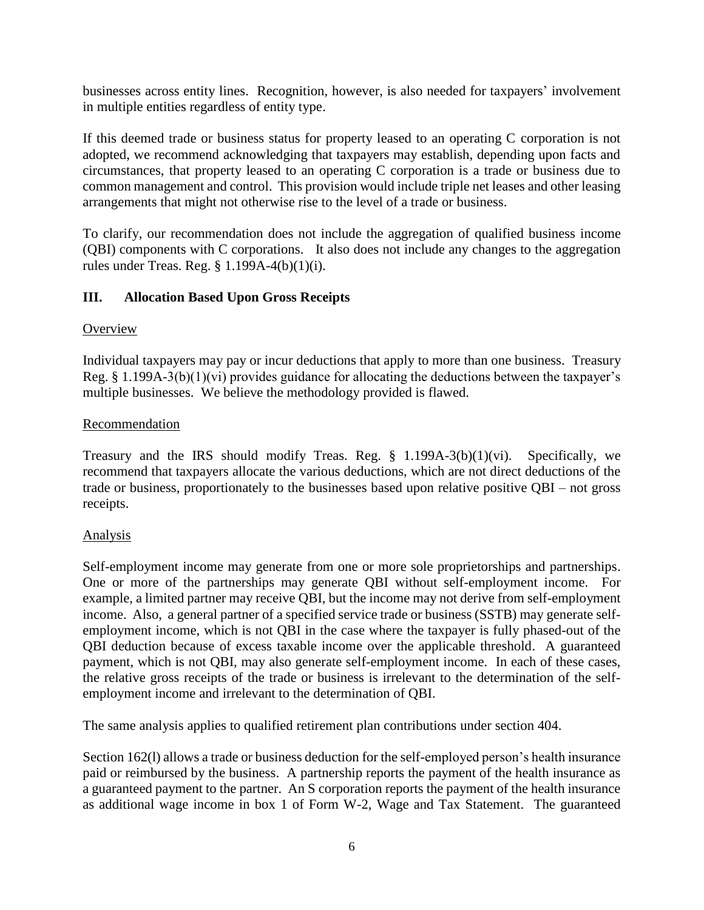businesses across entity lines. Recognition, however, is also needed for taxpayers' involvement in multiple entities regardless of entity type.

If this deemed trade or business status for property leased to an operating C corporation is not adopted, we recommend acknowledging that taxpayers may establish, depending upon facts and circumstances, that property leased to an operating C corporation is a trade or business due to common management and control. This provision would include triple net leases and other leasing arrangements that might not otherwise rise to the level of a trade or business.

To clarify, our recommendation does not include the aggregation of qualified business income (QBI) components with C corporations. It also does not include any changes to the aggregation rules under Treas. Reg. § 1.199A-4(b)(1)(i).

## III. Allocation Based Upon Gross Receipts

Overview

Individual taxpayers may pay or incur deductions that apply to more than one business. Treasury Reg. § 1.199A-3(b)(1)(vi) provides guidance for allocating the deductions between the taxpayer's multiple businesses. We believe the methodology provided is flawed.

Recommendation

Treasury and the IRS should modify Treas. Reg. § 1.199A-3(b)(1)(vi). Specifically, we recommend that taxpayers allocate the various deductions, which are not direct deductions of the trade or business, proportionately to the businesses based upon relative positive QBI – not gross receipts.

Analysis

Self-employment income may generate from one or more sole proprietorships and partnerships. One or more of the partnerships may generate QBI without self-employment income. For example, a limited partner may receive QBI, but the income may not derive from self-employment income. Also, a general partner of a specified service trade or business (SSTB) may generate self-employment income, which is not QBI in the case where the taxpayer is fully phased-out of the QBI deduction because of excess taxable income over the applicable threshold. A guaranteed payment, which is not QBI, may also generate self-employment income. In each of these cases, the relative gross receipts of the trade or business is irrelevant to the determination of the self-employment income and irrelevant to the determination of QBI.

The same analysis applies to qualified retirement plan contributions under section 404.

Section 162(l) allows a trade or business deduction for the self-employed person's health insurance paid or reimbursed by the business. A partnership reports the payment of the health insurance as a guaranteed payment to the partner. An S corporation reports the payment of the health insurance as additional wage income in box 1 of Form W-2, Wage and Tax Statement. The guaranteed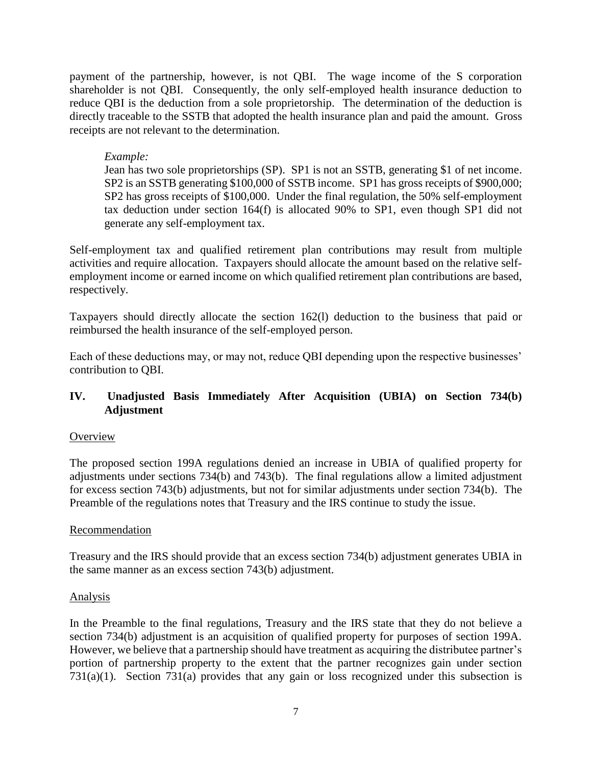payment of the partnership, however, is not QBI. The wage income of the S corporation shareholder is not QBI. Consequently, the only self-employed health insurance deduction to reduce QBI is the deduction from a sole proprietorship. The determination of the deduction is directly traceable to the SSTB that adopted the health insurance plan and paid the amount. Gross receipts are not relevant to the determination.

> *Example:*
> Jean has two sole proprietorships (SP). SP1 is not an SSTB, generating $1 of net income. SP2 is an SSTB generating $100,000 of SSTB income. SP1 has gross receipts of $900,000; SP2 has gross receipts of $100,000. Under the final regulation, the 50% self-employment tax deduction under section 164(f) is allocated 90% to SP1, even though SP1 did not generate any self-employment tax.

Self-employment tax and qualified retirement plan contributions may result from multiple activities and require allocation. Taxpayers should allocate the amount based on the relative self-employment income or earned income on which qualified retirement plan contributions are based, respectively.

Taxpayers should directly allocate the section 162(l) deduction to the business that paid or reimbursed the health insurance of the self-employed person.

Each of these deductions may, or may not, reduce QBI depending upon the respective businesses' contribution to QBI.

## IV. Unadjusted Basis Immediately After Acquisition (UBIA) on Section 734(b) Adjustment

Overview

The proposed section 199A regulations denied an increase in UBIA of qualified property for adjustments under sections 734(b) and 743(b). The final regulations allow a limited adjustment for excess section 743(b) adjustments, but not for similar adjustments under section 734(b). The Preamble of the regulations notes that Treasury and the IRS continue to study the issue.

Recommendation

Treasury and the IRS should provide that an excess section 734(b) adjustment generates UBIA in the same manner as an excess section 743(b) adjustment.

Analysis

In the Preamble to the final regulations, Treasury and the IRS state that they do not believe a section 734(b) adjustment is an acquisition of qualified property for purposes of section 199A. However, we believe that a partnership should have treatment as acquiring the distributee partner's portion of partnership property to the extent that the partner recognizes gain under section 731(a)(1). Section 731(a) provides that any gain or loss recognized under this subsection is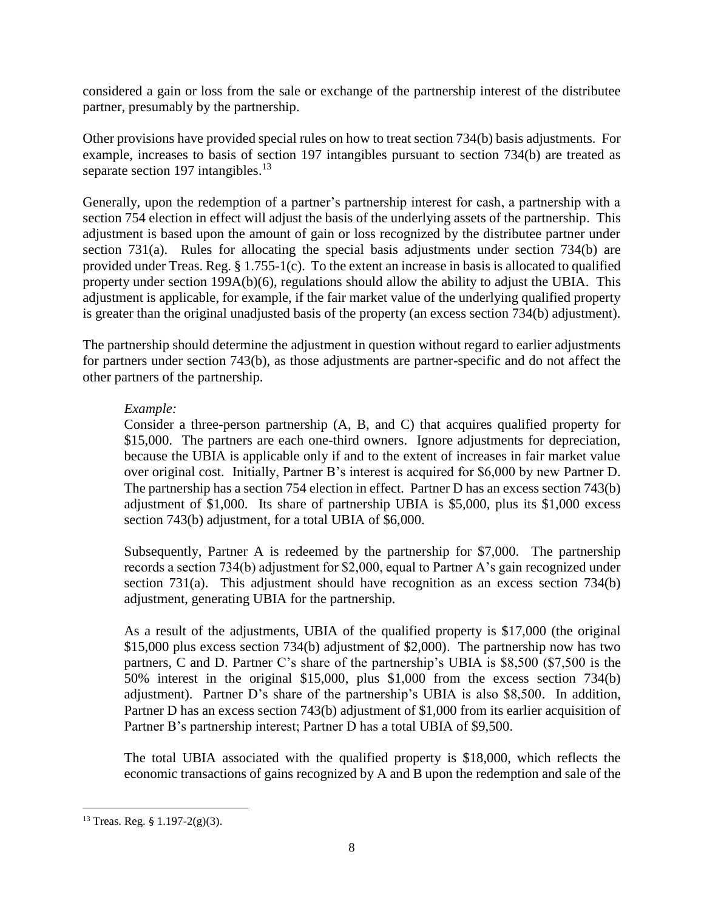considered a gain or loss from the sale or exchange of the partnership interest of the distributee partner, presumably by the partnership.

Other provisions have provided special rules on how to treat section 734(b) basis adjustments. For example, increases to basis of section 197 intangibles pursuant to section 734(b) are treated as separate section 197 intangibles.[13]

Generally, upon the redemption of a partner's partnership interest for cash, a partnership with a section 754 election in effect will adjust the basis of the underlying assets of the partnership. This adjustment is based upon the amount of gain or loss recognized by the distributee partner under section 731(a). Rules for allocating the special basis adjustments under section 734(b) are provided under Treas. Reg. § 1.755-1(c). To the extent an increase in basis is allocated to qualified property under section 199A(b)(6), regulations should allow the ability to adjust the UBIA. This adjustment is applicable, for example, if the fair market value of the underlying qualified property is greater than the original unadjusted basis of the property (an excess section 734(b) adjustment).

The partnership should determine the adjustment in question without regard to earlier adjustments for partners under section 743(b), as those adjustments are partner-specific and do not affect the other partners of the partnership.

> *Example:*
> Consider a three-person partnership (A, B, and C) that acquires qualified property for \$15,000. The partners are each one-third owners. Ignore adjustments for depreciation, because the UBIA is applicable only if and to the extent of increases in fair market value over original cost. Initially, Partner B's interest is acquired for \$6,000 by new Partner D. The partnership has a section 754 election in effect. Partner D has an excess section 743(b) adjustment of \$1,000. Its share of partnership UBIA is \$5,000, plus its \$1,000 excess section 743(b) adjustment, for a total UBIA of \$6,000.
>
> Subsequently, Partner A is redeemed by the partnership for \$7,000. The partnership records a section 734(b) adjustment for \$2,000, equal to Partner A's gain recognized under section 731(a). This adjustment should have recognition as an excess section 734(b) adjustment, generating UBIA for the partnership.
>
> As a result of the adjustments, UBIA of the qualified property is \$17,000 (the original \$15,000 plus excess section 734(b) adjustment of \$2,000). The partnership now has two partners, C and D. Partner C's share of the partnership's UBIA is \$8,500 (\$7,500 is the 50% interest in the original \$15,000, plus \$1,000 from the excess section 734(b) adjustment). Partner D's share of the partnership's UBIA is also \$8,500. In addition, Partner D has an excess section 743(b) adjustment of \$1,000 from its earlier acquisition of Partner B's partnership interest; Partner D has a total UBIA of \$9,500.
>
> The total UBIA associated with the qualified property is \$18,000, which reflects the economic transactions of gains recognized by A and B upon the redemption and sale of the

[13] Treas. Reg. § 1.197-2(g)(3).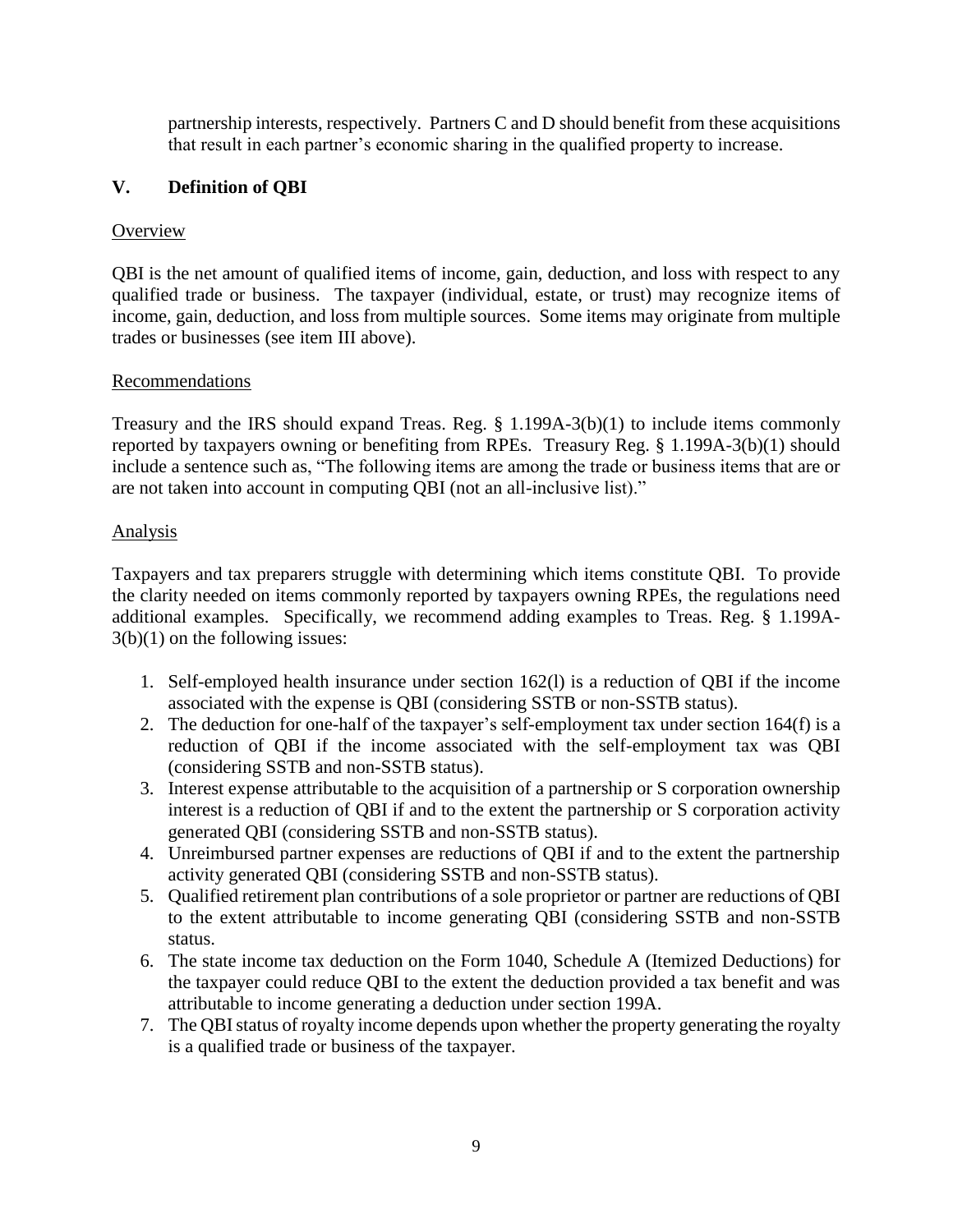partnership interests, respectively. Partners C and D should benefit from these acquisitions that result in each partner's economic sharing in the qualified property to increase.

## V. Definition of QBI

### Overview

QBI is the net amount of qualified items of income, gain, deduction, and loss with respect to any qualified trade or business. The taxpayer (individual, estate, or trust) may recognize items of income, gain, deduction, and loss from multiple sources. Some items may originate from multiple trades or businesses (see item III above).

### Recommendations

Treasury and the IRS should expand Treas. Reg. § 1.199A-3(b)(1) to include items commonly reported by taxpayers owning or benefiting from RPEs. Treasury Reg. § 1.199A-3(b)(1) should include a sentence such as, "The following items are among the trade or business items that are or are not taken into account in computing QBI (not an all-inclusive list)."

### Analysis

Taxpayers and tax preparers struggle with determining which items constitute QBI. To provide the clarity needed on items commonly reported by taxpayers owning RPEs, the regulations need additional examples. Specifically, we recommend adding examples to Treas. Reg. § 1.199A-3(b)(1) on the following issues:

1. Self-employed health insurance under section 162(l) is a reduction of QBI if the income associated with the expense is QBI (considering SSTB or non-SSTB status).
2. The deduction for one-half of the taxpayer's self-employment tax under section 164(f) is a reduction of QBI if the income associated with the self-employment tax was QBI (considering SSTB and non-SSTB status).
3. Interest expense attributable to the acquisition of a partnership or S corporation ownership interest is a reduction of QBI if and to the extent the partnership or S corporation activity generated QBI (considering SSTB and non-SSTB status).
4. Unreimbursed partner expenses are reductions of QBI if and to the extent the partnership activity generated QBI (considering SSTB and non-SSTB status).
5. Qualified retirement plan contributions of a sole proprietor or partner are reductions of QBI to the extent attributable to income generating QBI (considering SSTB and non-SSTB status.
6. The state income tax deduction on the Form 1040, Schedule A (Itemized Deductions) for the taxpayer could reduce QBI to the extent the deduction provided a tax benefit and was attributable to income generating a deduction under section 199A.
7. The QBI status of royalty income depends upon whether the property generating the royalty is a qualified trade or business of the taxpayer.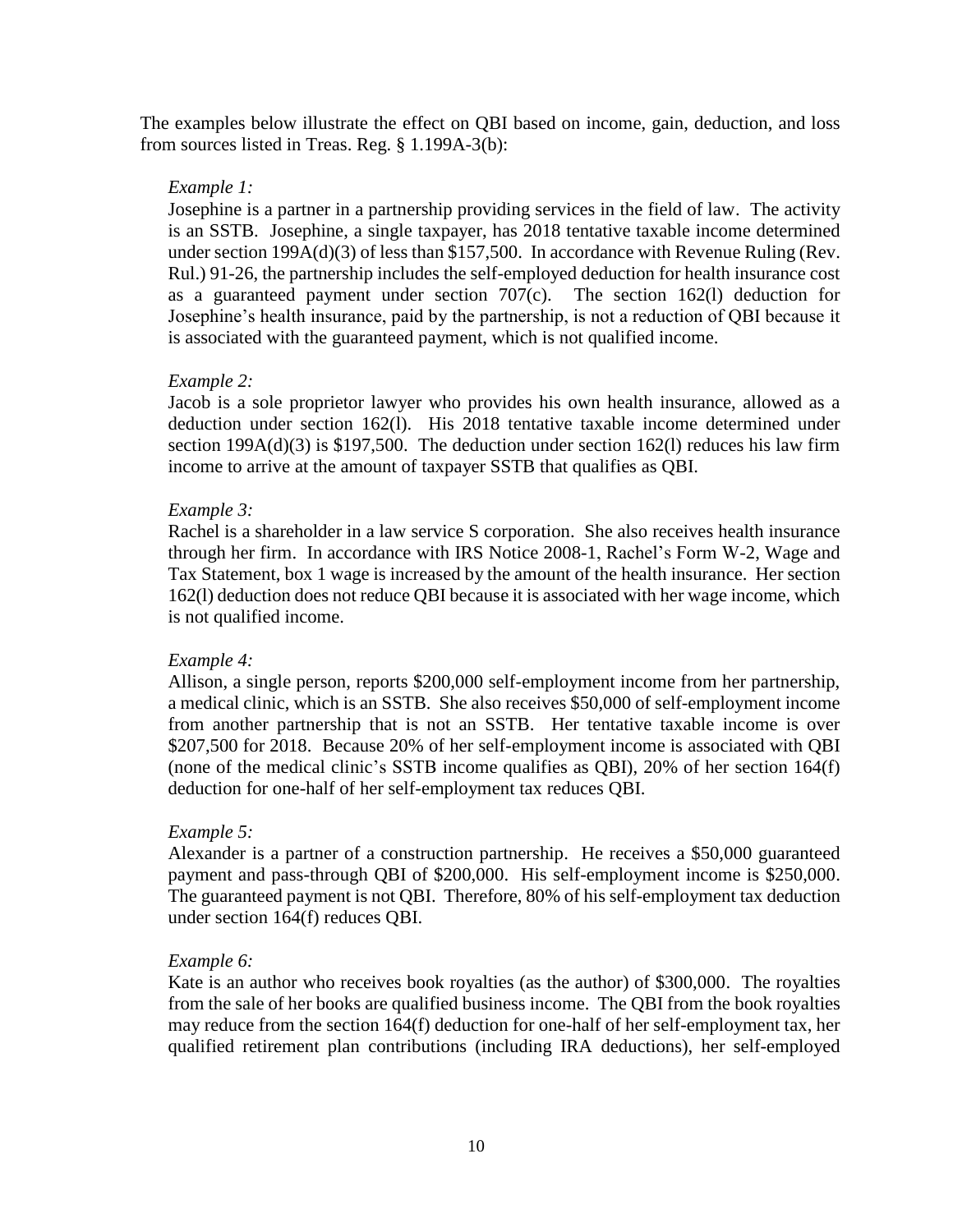The examples below illustrate the effect on QBI based on income, gain, deduction, and loss from sources listed in Treas. Reg. § 1.199A-3(b):

*Example 1:*
Josephine is a partner in a partnership providing services in the field of law. The activity is an SSTB. Josephine, a single taxpayer, has 2018 tentative taxable income determined under section 199A(d)(3) of less than $157,500. In accordance with Revenue Ruling (Rev. Rul.) 91-26, the partnership includes the self-employed deduction for health insurance cost as a guaranteed payment under section 707(c). The section 162(l) deduction for Josephine's health insurance, paid by the partnership, is not a reduction of QBI because it is associated with the guaranteed payment, which is not qualified income.

*Example 2:*
Jacob is a sole proprietor lawyer who provides his own health insurance, allowed as a deduction under section 162(l). His 2018 tentative taxable income determined under section 199A(d)(3) is $197,500. The deduction under section 162(l) reduces his law firm income to arrive at the amount of taxpayer SSTB that qualifies as QBI.

*Example 3:*
Rachel is a shareholder in a law service S corporation. She also receives health insurance through her firm. In accordance with IRS Notice 2008-1, Rachel's Form W-2, Wage and Tax Statement, box 1 wage is increased by the amount of the health insurance. Her section 162(l) deduction does not reduce QBI because it is associated with her wage income, which is not qualified income.

*Example 4:*
Allison, a single person, reports $200,000 self-employment income from her partnership, a medical clinic, which is an SSTB. She also receives $50,000 of self-employment income from another partnership that is not an SSTB. Her tentative taxable income is over $207,500 for 2018. Because 20% of her self-employment income is associated with QBI (none of the medical clinic's SSTB income qualifies as QBI), 20% of her section 164(f) deduction for one-half of her self-employment tax reduces QBI.

*Example 5:*
Alexander is a partner of a construction partnership. He receives a $50,000 guaranteed payment and pass-through QBI of $200,000. His self-employment income is $250,000. The guaranteed payment is not QBI. Therefore, 80% of his self-employment tax deduction under section 164(f) reduces QBI.

*Example 6:*
Kate is an author who receives book royalties (as the author) of $300,000. The royalties from the sale of her books are qualified business income. The QBI from the book royalties may reduce from the section 164(f) deduction for one-half of her self-employment tax, her qualified retirement plan contributions (including IRA deductions), her self-employed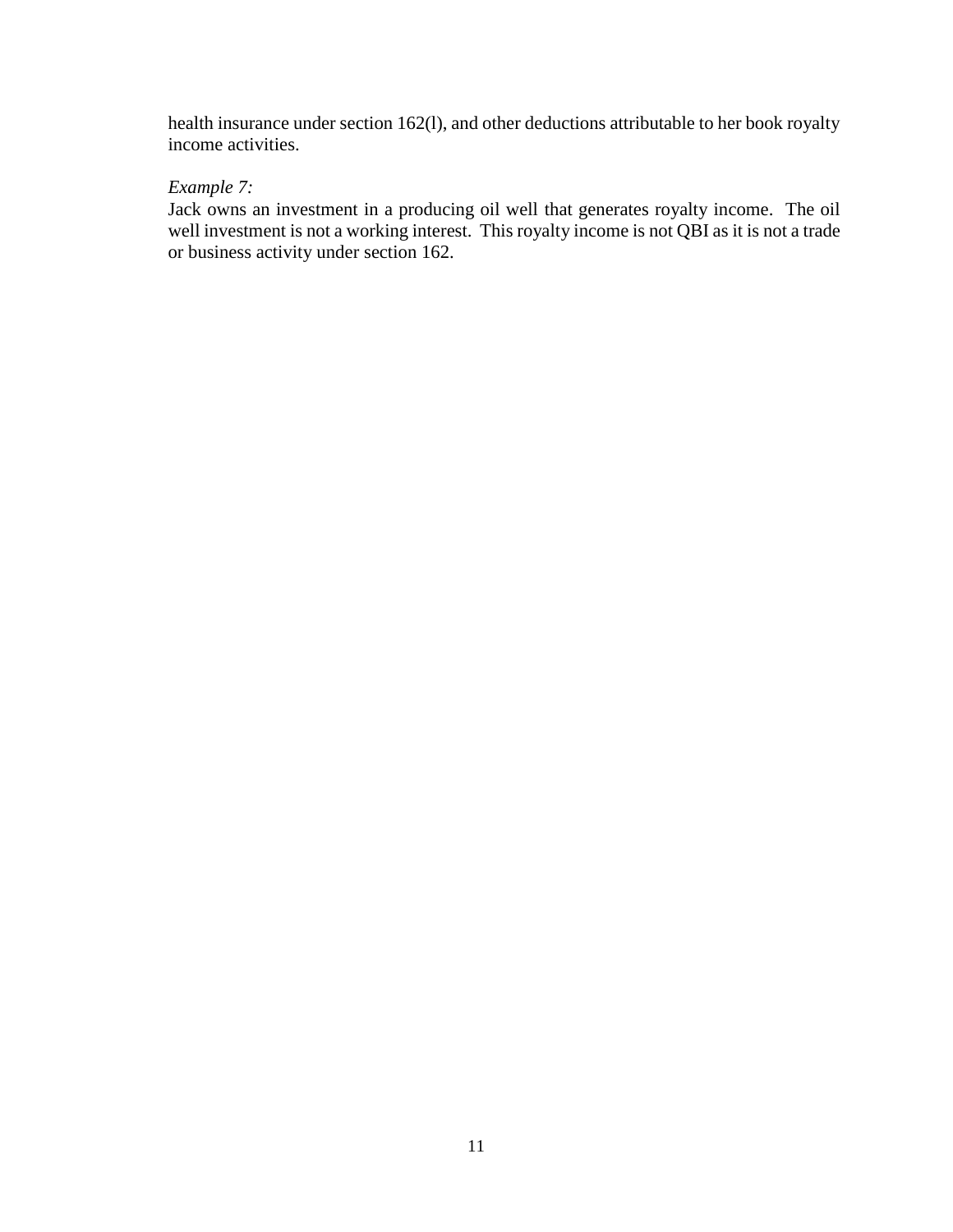health insurance under section 162(l), and other deductions attributable to her book royalty income activities.

*Example 7:*

Jack owns an investment in a producing oil well that generates royalty income. The oil well investment is not a working interest. This royalty income is not QBI as it is not a trade or business activity under section 162.